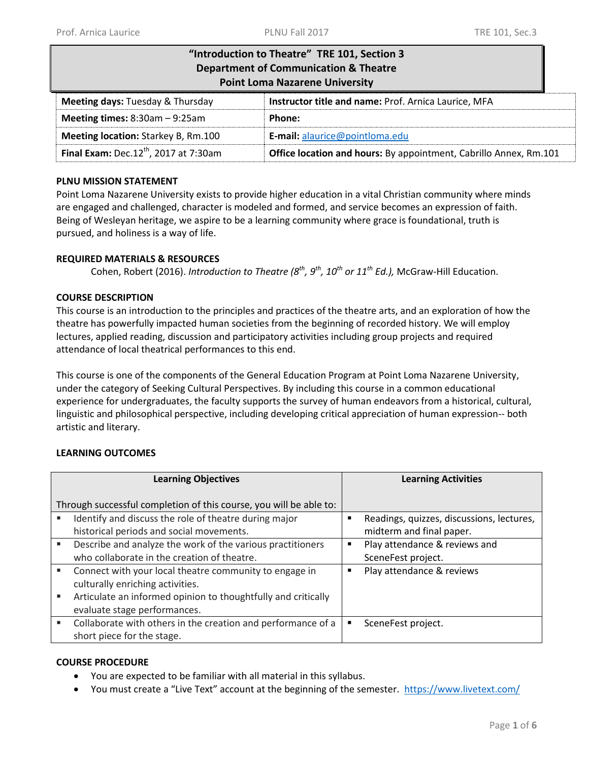# "Introduction to Theatre" TRE 101, Section 3
## Department of Communication & Theatre
## Point Loma Nazarene University

| | |
|---|---|
| **Meeting days:** Tuesday & Thursday | **Instructor title and name:** Prof. Arnica Laurice, MFA |
| **Meeting times:** 8:30am – 9:25am | **Phone:** |
| **Meeting location:** Starkey B, Rm.100 | **E-mail:** alaurice@pointloma.edu |
| **Final Exam:** Dec.12th, 2017 at 7:30am | **Office location and hours:** By appointment, Cabrillo Annex, Rm.101 |

### PLNU MISSION STATEMENT

Point Loma Nazarene University exists to provide higher education in a vital Christian community where minds are engaged and challenged, character is modeled and formed, and service becomes an expression of faith. Being of Wesleyan heritage, we aspire to be a learning community where grace is foundational, truth is pursued, and holiness is a way of life.

### REQUIRED MATERIALS & RESOURCES

Cohen, Robert (2016). *Introduction to Theatre (8th, 9th, 10th or 11th Ed.),* McGraw-Hill Education.

### COURSE DESCRIPTION

This course is an introduction to the principles and practices of the theatre arts, and an exploration of how the theatre has powerfully impacted human societies from the beginning of recorded history. We will employ lectures, applied reading, discussion and participatory activities including group projects and required attendance of local theatrical performances to this end.

This course is one of the components of the General Education Program at Point Loma Nazarene University, under the category of Seeking Cultural Perspectives. By including this course in a common educational experience for undergraduates, the faculty supports the survey of human endeavors from a historical, cultural, linguistic and philosophical perspective, including developing critical appreciation of human expression-- both artistic and literary.

### LEARNING OUTCOMES

| Learning Objectives<br><br>Through successful completion of this course, you will be able to: | Learning Activities |
|---|---|
| ▪ Identify and discuss the role of theatre during major historical periods and social movements. | ▪ Readings, quizzes, discussions, lectures, midterm and final paper. |
| ▪ Describe and analyze the work of the various practitioners who collaborate in the creation of theatre. | ▪ Play attendance & reviews and SceneFest project. |
| ▪ Connect with your local theatre community to engage in culturally enriching activities.<br>▪ Articulate an informed opinion to thoughtfully and critically evaluate stage performances. | ▪ Play attendance & reviews |
| ▪ Collaborate with others in the creation and performance of a short piece for the stage. | ▪ SceneFest project. |

### COURSE PROCEDURE

- You are expected to be familiar with all material in this syllabus.
- You must create a "Live Text" account at the beginning of the semester. https://www.livetext.com/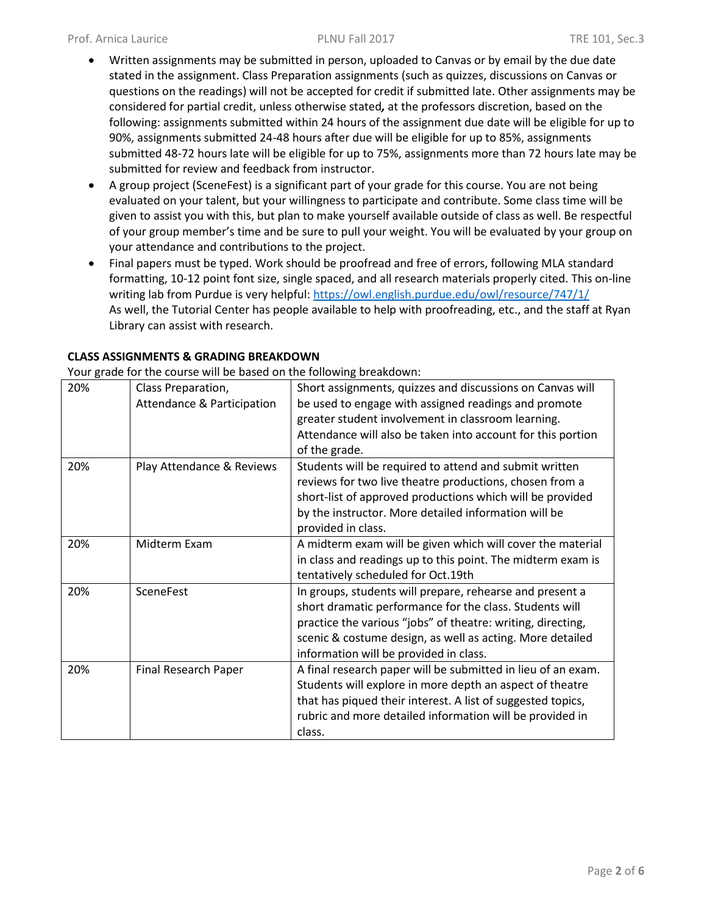- Written assignments may be submitted in person, uploaded to Canvas or by email by the due date stated in the assignment. Class Preparation assignments (such as quizzes, discussions on Canvas or questions on the readings) will not be accepted for credit if submitted late. Other assignments may be considered for partial credit, unless otherwise stated*,* at the professors discretion, based on the following: assignments submitted within 24 hours of the assignment due date will be eligible for up to 90%, assignments submitted 24-48 hours after due will be eligible for up to 85%, assignments submitted 48-72 hours late will be eligible for up to 75%, assignments more than 72 hours late may be submitted for review and feedback from instructor.
- A group project (SceneFest) is a significant part of your grade for this course. You are not being evaluated on your talent, but your willingness to participate and contribute. Some class time will be given to assist you with this, but plan to make yourself available outside of class as well. Be respectful of your group member's time and be sure to pull your weight. You will be evaluated by your group on your attendance and contributions to the project.
- Final papers must be typed. Work should be proofread and free of errors, following MLA standard formatting, 10-12 point font size, single spaced, and all research materials properly cited. This on-line writing lab from Purdue is very helpful: [https://owl.english.purdue.edu/owl/resource/747/1/](https://owl.english.purdue.edu/owl/resource/747/1/)
  As well, the Tutorial Center has people available to help with proofreading, etc., and the staff at Ryan Library can assist with research.

**CLASS ASSIGNMENTS & GRADING BREAKDOWN**

Your grade for the course will be based on the following breakdown:

| | | |
|---|---|---|
| 20% | Class Preparation, Attendance & Participation | Short assignments, quizzes and discussions on Canvas will be used to engage with assigned readings and promote greater student involvement in classroom learning. Attendance will also be taken into account for this portion of the grade. |
| 20% | Play Attendance & Reviews | Students will be required to attend and submit written reviews for two live theatre productions, chosen from a short-list of approved productions which will be provided by the instructor. More detailed information will be provided in class. |
| 20% | Midterm Exam | A midterm exam will be given which will cover the material in class and readings up to this point. The midterm exam is tentatively scheduled for Oct.19th |
| 20% | SceneFest | In groups, students will prepare, rehearse and present a short dramatic performance for the class. Students will practice the various "jobs" of theatre: writing, directing, scenic & costume design, as well as acting. More detailed information will be provided in class. |
| 20% | Final Research Paper | A final research paper will be submitted in lieu of an exam. Students will explore in more depth an aspect of theatre that has piqued their interest. A list of suggested topics, rubric and more detailed information will be provided in class. |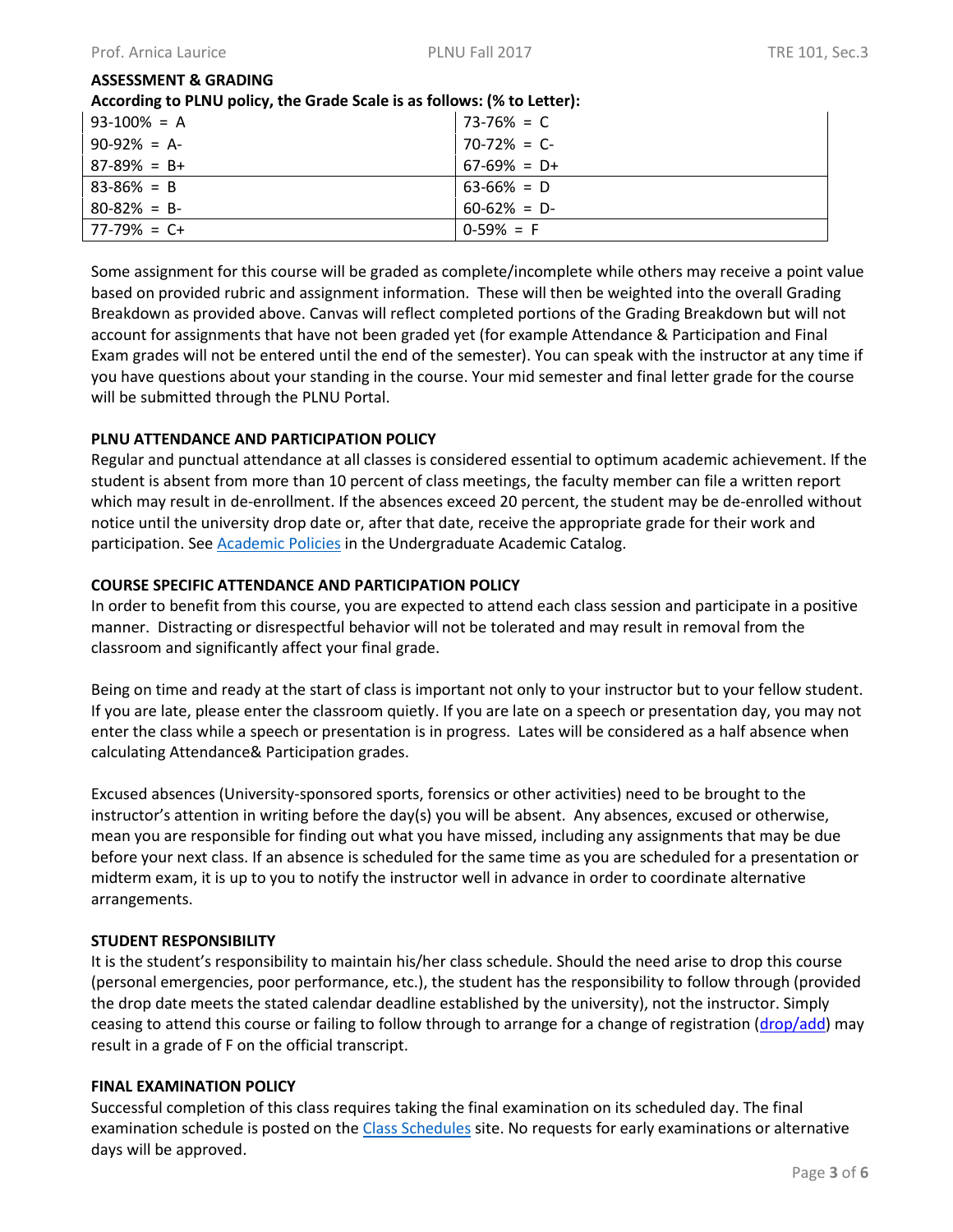### ASSESSMENT & GRADING

**According to PLNU policy, the Grade Scale is as follows: (% to Letter):**

| | |
|---|---|
| 93-100% = A | 73-76% = C |
| 90-92% = A- | 70-72% = C- |
| 87-89% = B+ | 67-69% = D+ |
| 83-86% = B | 63-66% = D |
| 80-82% = B- | 60-62% = D- |
| 77-79% = C+ | 0-59% = F |

Some assignment for this course will be graded as complete/incomplete while others may receive a point value based on provided rubric and assignment information. These will then be weighted into the overall Grading Breakdown as provided above. Canvas will reflect completed portions of the Grading Breakdown but will not account for assignments that have not been graded yet (for example Attendance & Participation and Final Exam grades will not be entered until the end of the semester). You can speak with the instructor at any time if you have questions about your standing in the course. Your mid semester and final letter grade for the course will be submitted through the PLNU Portal.

### PLNU ATTENDANCE AND PARTICIPATION POLICY

Regular and punctual attendance at all classes is considered essential to optimum academic achievement. If the student is absent from more than 10 percent of class meetings, the faculty member can file a written report which may result in de-enrollment. If the absences exceed 20 percent, the student may be de-enrolled without notice until the university drop date or, after that date, receive the appropriate grade for their work and participation. See Academic Policies in the Undergraduate Academic Catalog.

### COURSE SPECIFIC ATTENDANCE AND PARTICIPATION POLICY

In order to benefit from this course, you are expected to attend each class session and participate in a positive manner. Distracting or disrespectful behavior will not be tolerated and may result in removal from the classroom and significantly affect your final grade.

Being on time and ready at the start of class is important not only to your instructor but to your fellow student. If you are late, please enter the classroom quietly. If you are late on a speech or presentation day, you may not enter the class while a speech or presentation is in progress. Lates will be considered as a half absence when calculating Attendance& Participation grades.

Excused absences (University-sponsored sports, forensics or other activities) need to be brought to the instructor's attention in writing before the day(s) you will be absent. Any absences, excused or otherwise, mean you are responsible for finding out what you have missed, including any assignments that may be due before your next class. If an absence is scheduled for the same time as you are scheduled for a presentation or midterm exam, it is up to you to notify the instructor well in advance in order to coordinate alternative arrangements.

### STUDENT RESPONSIBILITY

It is the student's responsibility to maintain his/her class schedule. Should the need arise to drop this course (personal emergencies, poor performance, etc.), the student has the responsibility to follow through (provided the drop date meets the stated calendar deadline established by the university), not the instructor. Simply ceasing to attend this course or failing to follow through to arrange for a change of registration (drop/add) may result in a grade of F on the official transcript.

### FINAL EXAMINATION POLICY

Successful completion of this class requires taking the final examination on its scheduled day. The final examination schedule is posted on the Class Schedules site. No requests for early examinations or alternative days will be approved.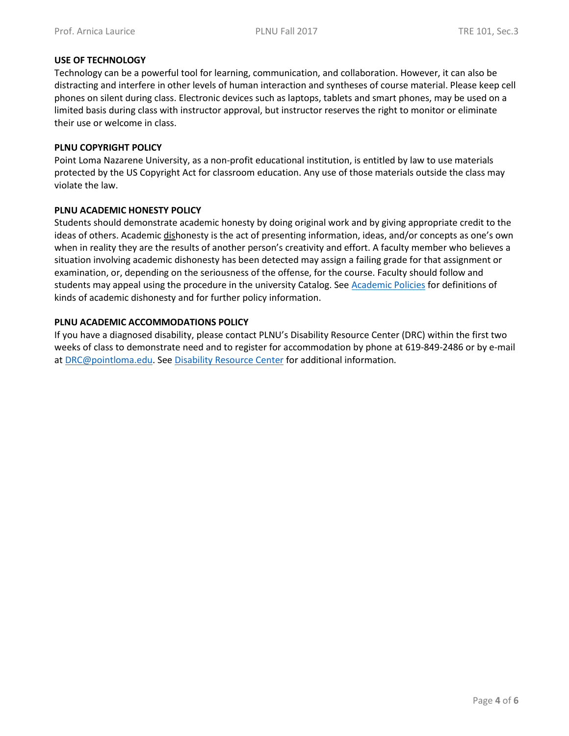**USE OF TECHNOLOGY**

Technology can be a powerful tool for learning, communication, and collaboration. However, it can also be distracting and interfere in other levels of human interaction and syntheses of course material. Please keep cell phones on silent during class. Electronic devices such as laptops, tablets and smart phones, may be used on a limited basis during class with instructor approval, but instructor reserves the right to monitor or eliminate their use or welcome in class.

**PLNU COPYRIGHT POLICY**

Point Loma Nazarene University, as a non-profit educational institution, is entitled by law to use materials protected by the US Copyright Act for classroom education. Any use of those materials outside the class may violate the law.

**PLNU ACADEMIC HONESTY POLICY**

Students should demonstrate academic honesty by doing original work and by giving appropriate credit to the ideas of others. Academic <u>dis</u>honesty is the act of presenting information, ideas, and/or concepts as one's own when in reality they are the results of another person's creativity and effort. A faculty member who believes a situation involving academic dishonesty has been detected may assign a failing grade for that assignment or examination, or, depending on the seriousness of the offense, for the course. Faculty should follow and students may appeal using the procedure in the university Catalog. See Academic Policies for definitions of kinds of academic dishonesty and for further policy information.

**PLNU ACADEMIC ACCOMMODATIONS POLICY**

If you have a diagnosed disability, please contact PLNU's Disability Resource Center (DRC) within the first two weeks of class to demonstrate need and to register for accommodation by phone at 619-849-2486 or by e-mail at DRC@pointloma.edu. See Disability Resource Center for additional information.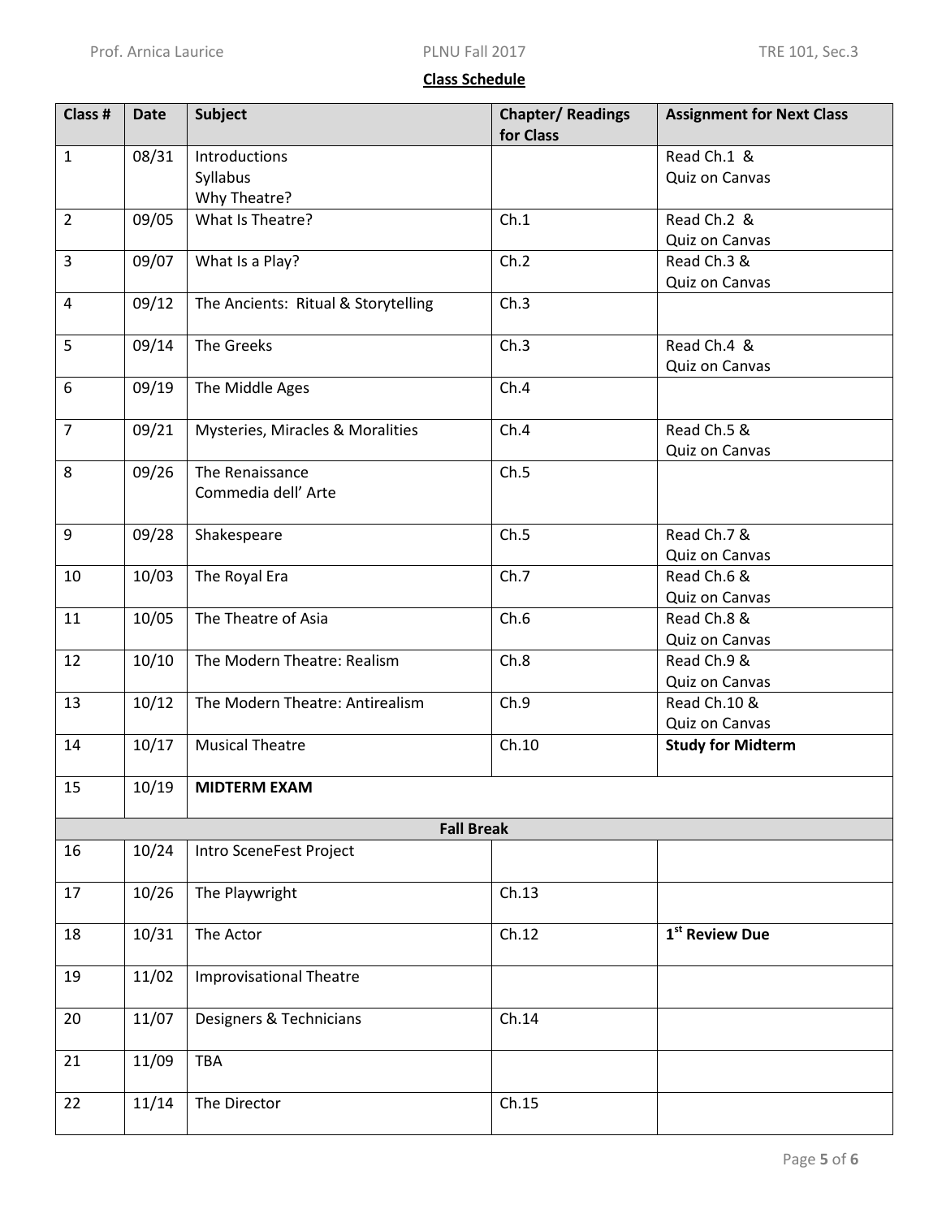## Class Schedule

| Class # | Date | Subject | Chapter/ Readings for Class | Assignment for Next Class |
|---|---|---|---|---|
| 1 | 08/31 | Introductions<br>Syllabus<br>Why Theatre? | | Read Ch.1 &<br>Quiz on Canvas |
| 2 | 09/05 | What Is Theatre? | Ch.1 | Read Ch.2 &<br>Quiz on Canvas |
| 3 | 09/07 | What Is a Play? | Ch.2 | Read Ch.3 &<br>Quiz on Canvas |
| 4 | 09/12 | The Ancients: Ritual & Storytelling | Ch.3 | |
| 5 | 09/14 | The Greeks | Ch.3 | Read Ch.4 &<br>Quiz on Canvas |
| 6 | 09/19 | The Middle Ages | Ch.4 | |
| 7 | 09/21 | Mysteries, Miracles & Moralities | Ch.4 | Read Ch.5 &<br>Quiz on Canvas |
| 8 | 09/26 | The Renaissance<br>Commedia dell' Arte | Ch.5 | |
| 9 | 09/28 | Shakespeare | Ch.5 | Read Ch.7 &<br>Quiz on Canvas |
| 10 | 10/03 | The Royal Era | Ch.7 | Read Ch.6 &<br>Quiz on Canvas |
| 11 | 10/05 | The Theatre of Asia | Ch.6 | Read Ch.8 &<br>Quiz on Canvas |
| 12 | 10/10 | The Modern Theatre: Realism | Ch.8 | Read Ch.9 &<br>Quiz on Canvas |
| 13 | 10/12 | The Modern Theatre: Antirealism | Ch.9 | Read Ch.10 &<br>Quiz on Canvas |
| 14 | 10/17 | Musical Theatre | Ch.10 | **Study for Midterm** |
| 15 | 10/19 | **MIDTERM EXAM** | | |
| | | **Fall Break** | | |
| 16 | 10/24 | Intro SceneFest Project | | |
| 17 | 10/26 | The Playwright | Ch.13 | |
| 18 | 10/31 | The Actor | Ch.12 | **1st Review Due** |
| 19 | 11/02 | Improvisational Theatre | | |
| 20 | 11/07 | Designers & Technicians | Ch.14 | |
| 21 | 11/09 | TBA | | |
| 22 | 11/14 | The Director | Ch.15 | |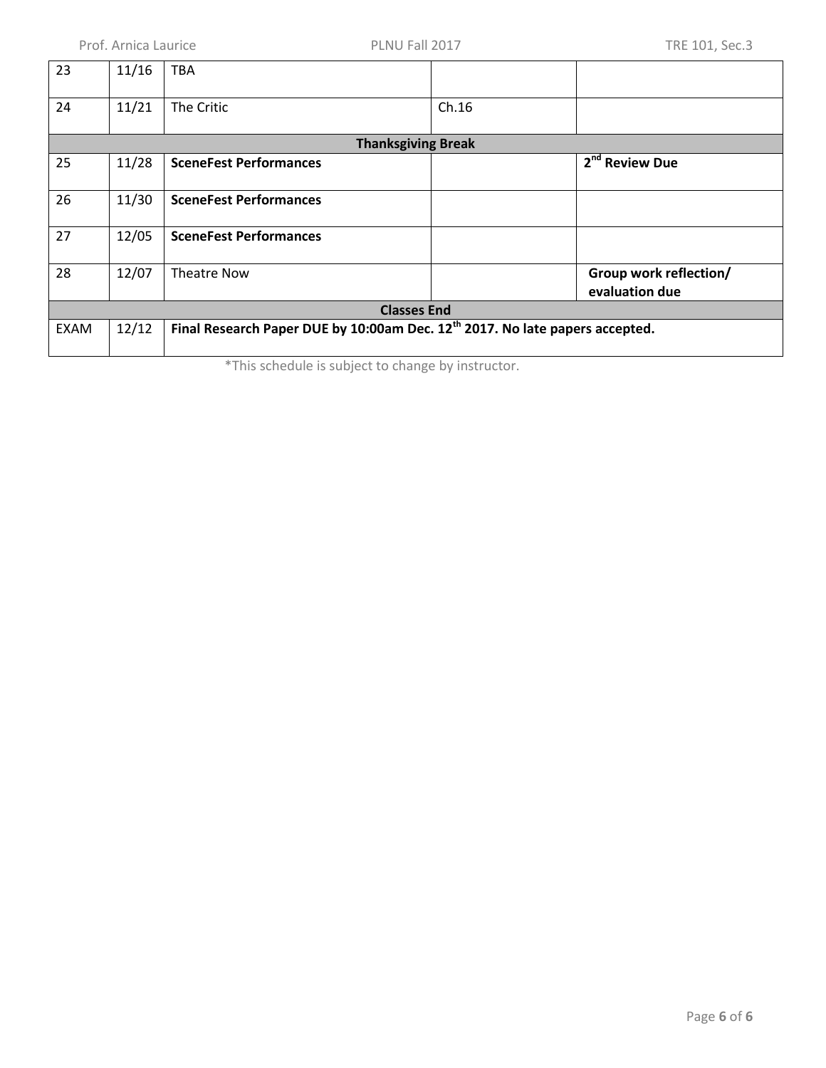| | | | | |
|---|---|---|---|---|
| 23 | 11/16 | TBA | | |
| 24 | 11/21 | The Critic | Ch.16 | |
| **Thanksgiving Break** | | | | |
| 25 | 11/28 | **SceneFest Performances** | | **2nd Review Due** |
| 26 | 11/30 | **SceneFest Performances** | | |
| 27 | 12/05 | **SceneFest Performances** | | |
| 28 | 12/07 | Theatre Now | | **Group work reflection/ evaluation due** |
| **Classes End** | | | | |
| EXAM | 12/12 | **Final Research Paper DUE by 10:00am Dec. 12th 2017. No late papers accepted.** | | |

*This schedule is subject to change by instructor.